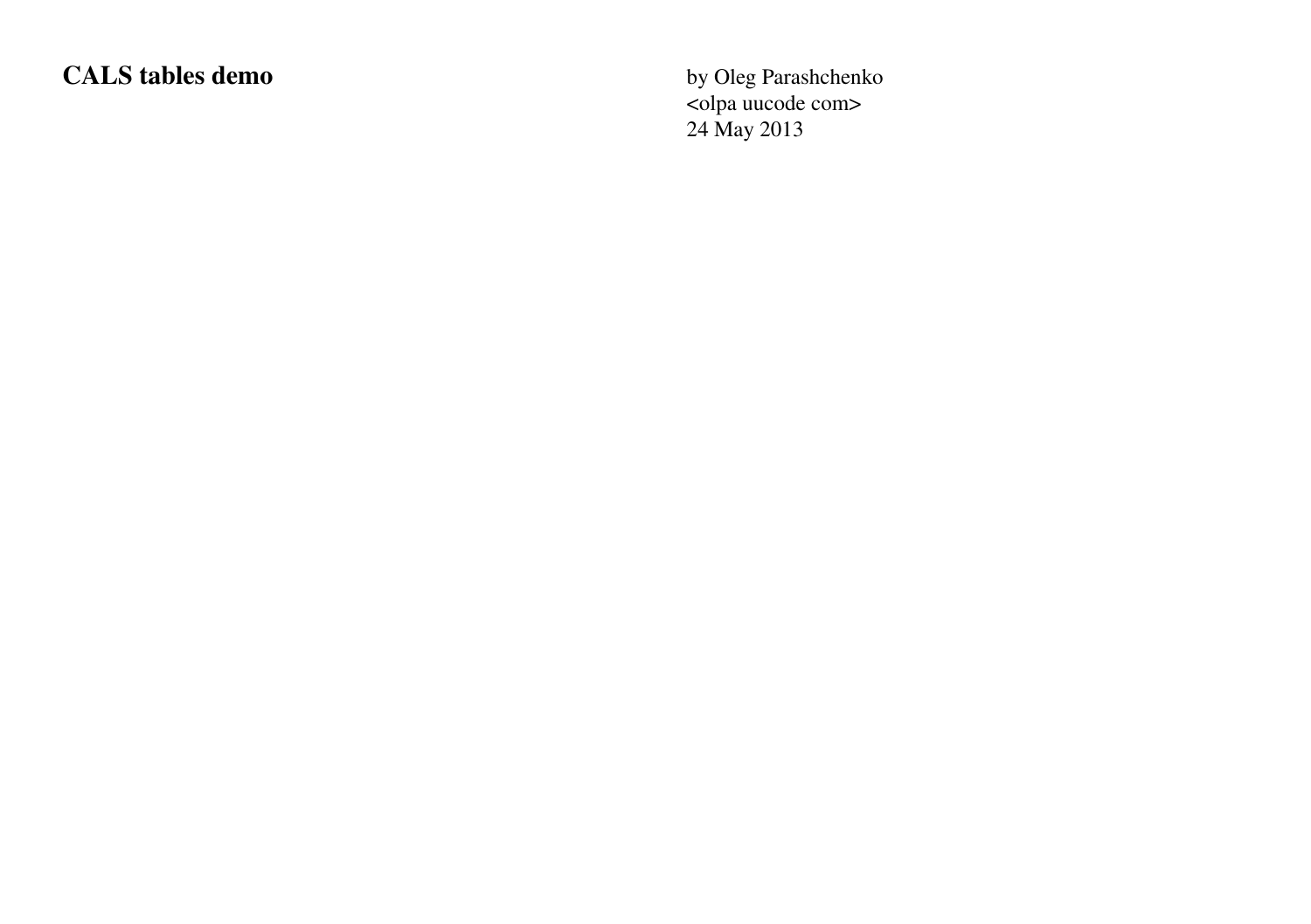# CALS tables demo

by Oleg Parashchenko
<olpa uucode com>
24 May 2013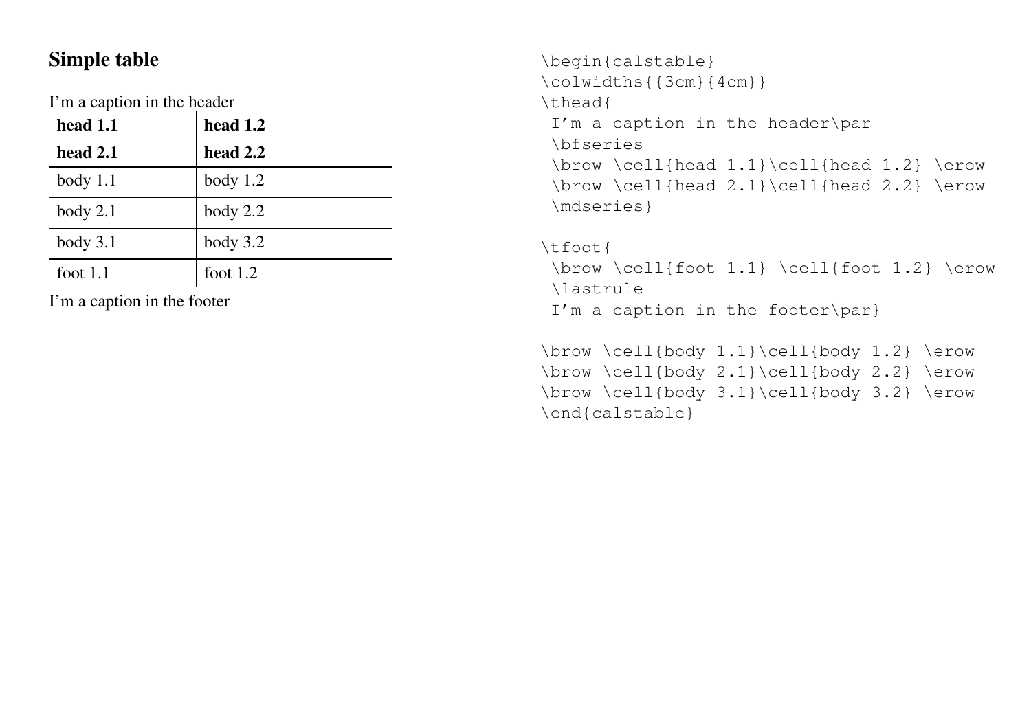## Simple table

I'm a caption in the header

| **head 1.1** | **head 1.2** |
|---|---|
| **head 2.1** | **head 2.2** |
| body 1.1 | body 1.2 |
| body 2.1 | body 2.2 |
| body 3.1 | body 3.2 |
| foot 1.1 | foot 1.2 |

I'm a caption in the footer

```
\begin{calstable}
\colwidths{{3cm}{4cm}}
\thead{
 I'm a caption in the header\par
 \bfseries
 \brow \cell{head 1.1}\cell{head 1.2} \erow
 \brow \cell{head 2.1}\cell{head 2.2} \erow
 \mdseries}

\tfoot{
 \brow \cell{foot 1.1} \cell{foot 1.2} \erow
 \lastrule
 I'm a caption in the footer\par}

\brow \cell{body 1.1}\cell{body 1.2} \erow
\brow \cell{body 2.1}\cell{body 2.2} \erow
\brow \cell{body 3.1}\cell{body 3.2} \erow
\end{calstable}
```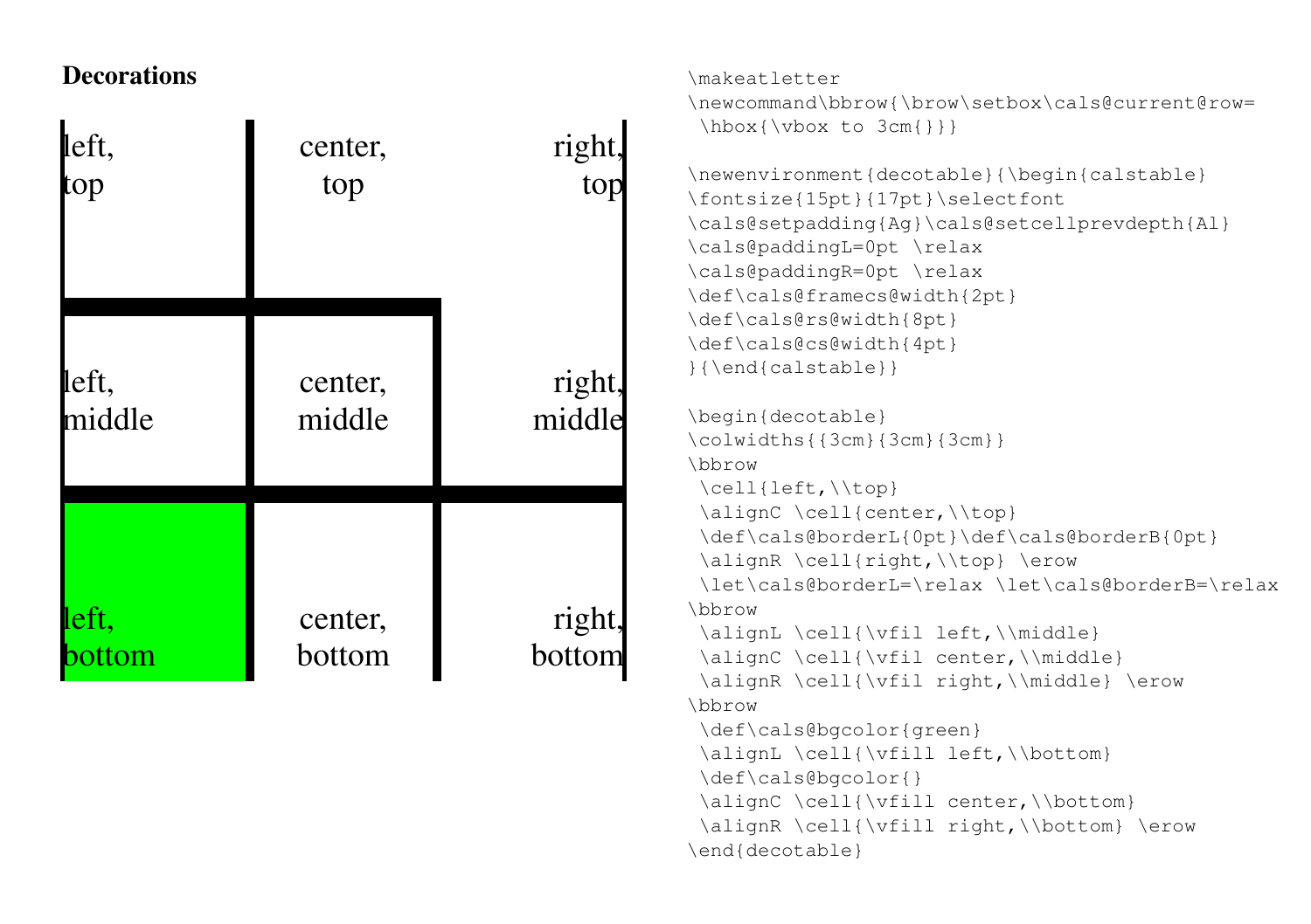### Decorations

| left,<br>top | center,<br>top | right,<br>top |
|:---|:---:|---:|
| left,<br>middle | center,<br>middle | right,<br>middle |
| left,<br>bottom | center,<br>bottom | right,<br>bottom |

```
\makeatletter
\newcommand\bbrow{\brow\setbox\cals@current@row=
 \hbox{\vbox to 3cm{}}}

\newenvironment{decotable}{\begin{calstable}
\fontsize{15pt}{17pt}\selectfont
\cals@setpadding{Ag}\cals@setcellprevdepth{Al}
\cals@paddingL=0pt \relax
\cals@paddingR=0pt \relax
\def\cals@framecs@width{2pt}
\def\cals@rs@width{8pt}
\def\cals@cs@width{4pt}
}{\end{calstable}}

\begin{decotable}
\colwidths{{3cm}{3cm}{3cm}}
\bbrow
 \cell{left,\\top}
 \alignC \cell{center,\\top}
 \def\cals@borderL{0pt}\def\cals@borderB{0pt}
 \alignR \cell{right,\\top} \erow
 \let\cals@borderL=\relax \let\cals@borderB=\relax
\bbrow
 \alignL \cell{\vfil left,\\middle}
 \alignC \cell{\vfil center,\\middle}
 \alignR \cell{\vfil right,\\middle} \erow
\bbrow
 \def\cals@bgcolor{green}
 \alignL \cell{\vfill left,\\bottom}
 \def\cals@bgcolor{}
 \alignC \cell{\vfill center,\\bottom}
 \alignR \cell{\vfill right,\\bottom} \erow
\end{decotable}
```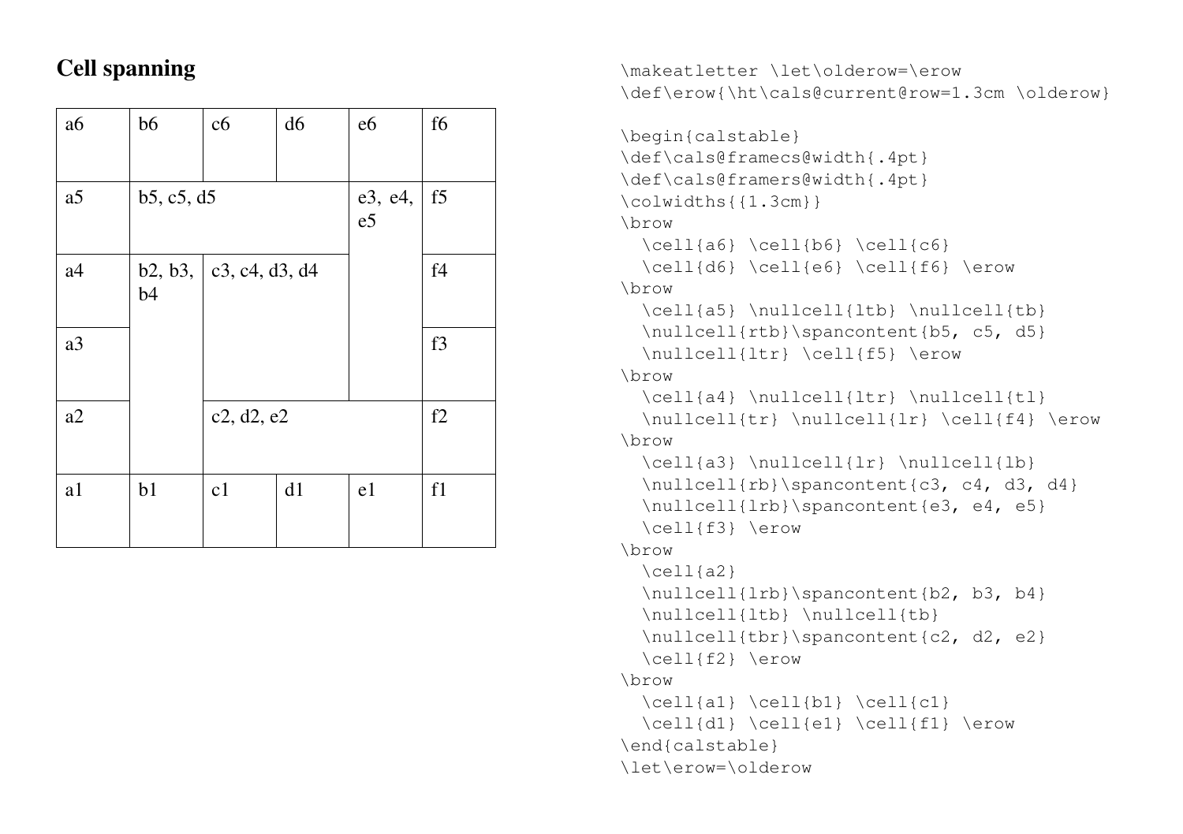## Cell spanning

| a6 | b6 | c6 | d6 | e6 | f6 |
|---|---|---|---|---|---|
| a5 | b5, c5, d5 | | | e3, e4, e5 | f5 |
| a4 | b2, b3, b4 | c3, c4, d3, d4 | | | f4 |
| a3 | | | | | f3 |
| a2 | | c2, d2, e2 | | | f2 |
| a1 | b1 | c1 | d1 | e1 | f1 |

```
\makeatletter \let\olderow=\erow
\def\erow{\ht\cals@current@row=1.3cm \olderow}

\begin{calstable}
\def\cals@framecs@width{.4pt}
\def\cals@framers@width{.4pt}
\colwidths{{1.3cm}}
\brow
  \cell{a6} \cell{b6} \cell{c6}
  \cell{d6} \cell{e6} \cell{f6} \erow
\brow
  \cell{a5} \nullcell{ltb} \nullcell{tb}
  \nullcell{rtb}\spancontent{b5, c5, d5}
  \nullcell{ltr} \cell{f5} \erow
\brow
  \cell{a4} \nullcell{ltr} \nullcell{tl}
  \nullcell{tr} \nullcell{lr} \cell{f4} \erow
\brow
  \cell{a3} \nullcell{lr} \nullcell{lb}
  \nullcell{rb}\spancontent{c3, c4, d3, d4}
  \nullcell{lrb}\spancontent{e3, e4, e5}
  \cell{f3} \erow
\brow
  \cell{a2}
  \nullcell{lrb}\spancontent{b2, b3, b4}
  \nullcell{ltb} \nullcell{tb}
  \nullcell{tbr}\spancontent{c2, d2, e2}
  \cell{f2} \erow
\brow
  \cell{a1} \cell{b1} \cell{c1}
  \cell{d1} \cell{e1} \cell{f1} \erow
\end{calstable}
\let\erow=\olderow
```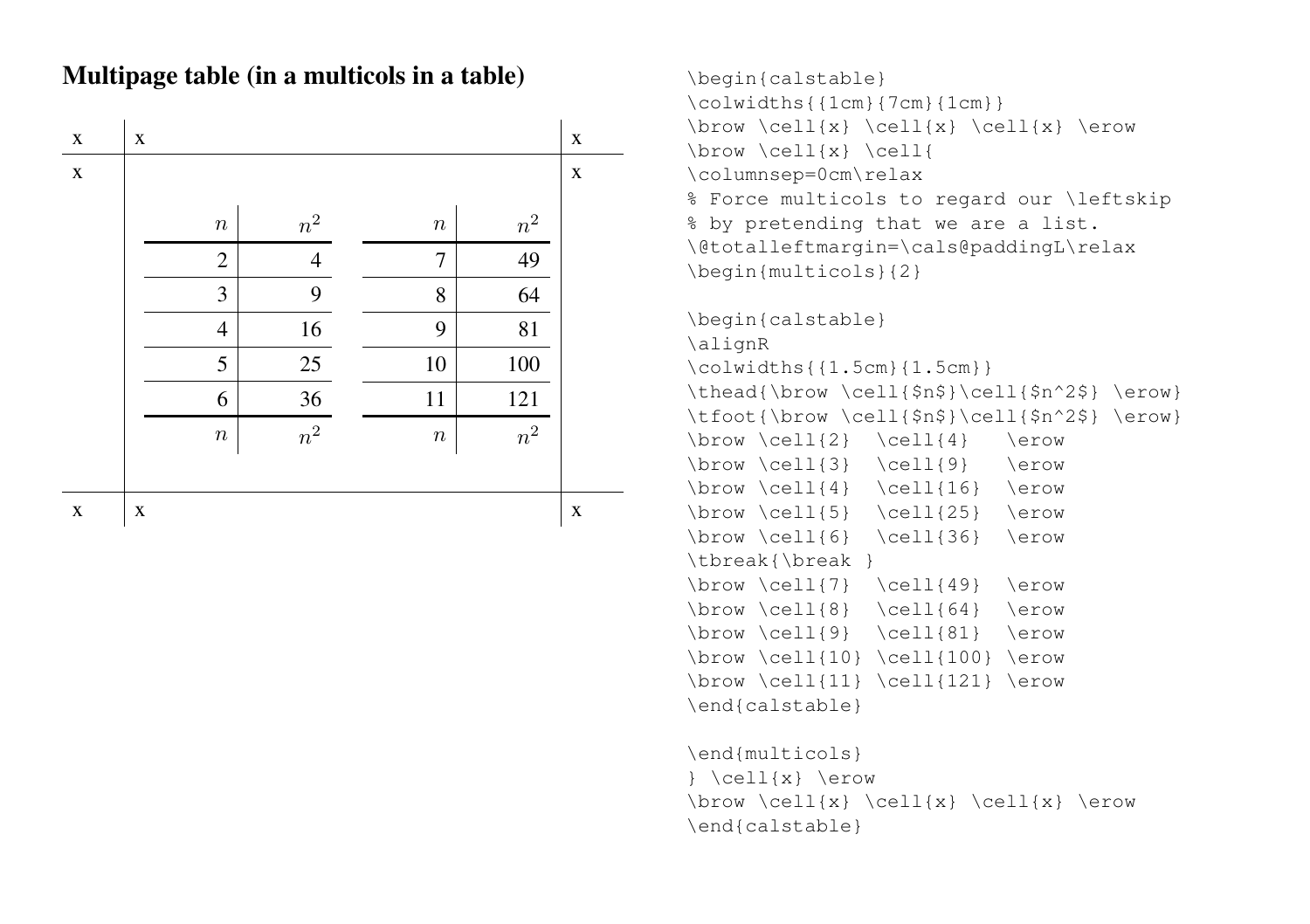## Multipage table (in a multicols in a table)

| | | |
|---|---|---|
| x | x | x |
| x | (nested table below) | x |
| x | x | x |

| $n$ | $n^2$ | $n$ | $n^2$ |
|---|---|---|---|
| 2 | 4 | 7 | 49 |
| 3 | 9 | 8 | 64 |
| 4 | 16 | 9 | 81 |
| 5 | 25 | 10 | 100 |
| 6 | 36 | 11 | 121 |
| $n$ | $n^2$ | $n$ | $n^2$ |

```
\begin{calstable}
\colwidths{{1cm}{7cm}{1cm}}
\brow \cell{x} \cell{x} \cell{x} \erow
\brow \cell{x} \cell{
\columnsep=0cm\relax
% Force multicols to regard our \leftskip
% by pretending that we are a list.
\@totalleftmargin=\cals@paddingL\relax
\begin{multicols}{2}

\begin{calstable}
\alignR
\colwidths{{1.5cm}{1.5cm}}
\thead{\brow \cell{$n$}\cell{$n^2$} \erow}
\tfoot{\brow \cell{$n$}\cell{$n^2$} \erow}
\brow \cell{2}  \cell{4}   \erow
\brow \cell{3}  \cell{9}   \erow
\brow \cell{4}  \cell{16}  \erow
\brow \cell{5}  \cell{25}  \erow
\brow \cell{6}  \cell{36}  \erow
\tbreak{\break }
\brow \cell{7}  \cell{49}  \erow
\brow \cell{8}  \cell{64}  \erow
\brow \cell{9}  \cell{81}  \erow
\brow \cell{10} \cell{100} \erow
\brow \cell{11} \cell{121} \erow
\end{calstable}

\end{multicols}
} \cell{x} \erow
\brow \cell{x} \cell{x} \cell{x} \erow
\end{calstable}
```